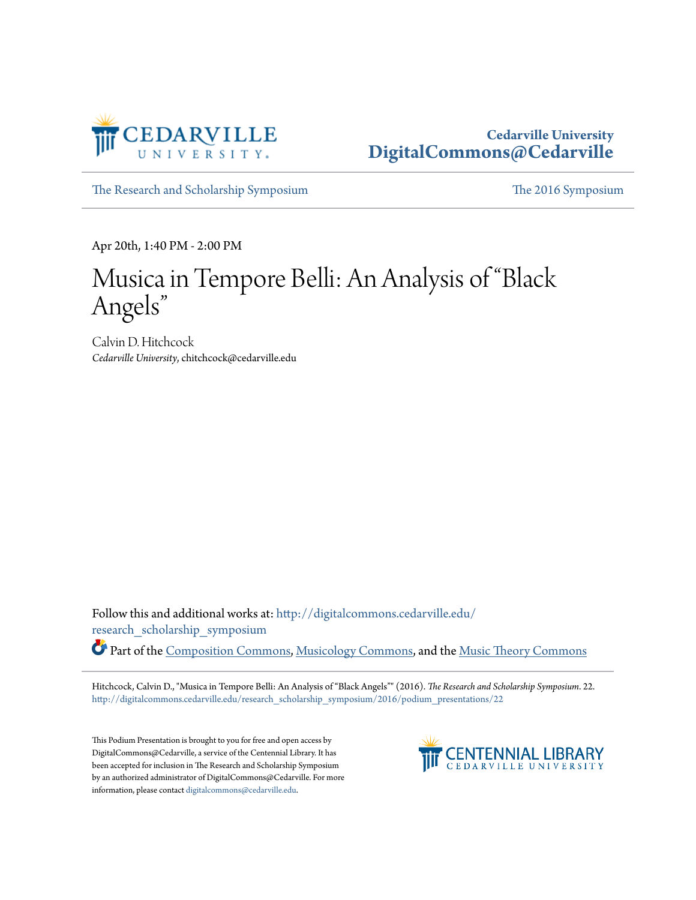Cedarville University
DigitalCommons@Cedarville

The Research and Scholarship Symposium | The 2016 Symposium

Apr 20th, 1:40 PM - 2:00 PM

# Musica in Tempore Belli: An Analysis of "Black Angels"

Calvin D. Hitchcock
*Cedarville University*, chitchcock@cedarville.edu

Follow this and additional works at: http://digitalcommons.cedarville.edu/research_scholarship_symposium

Part of the Composition Commons, Musicology Commons, and the Music Theory Commons

Hitchcock, Calvin D., "Musica in Tempore Belli: An Analysis of "Black Angels"" (2016). *The Research and Scholarship Symposium*. 22.
http://digitalcommons.cedarville.edu/research_scholarship_symposium/2016/podium_presentations/22

This Podium Presentation is brought to you for free and open access by DigitalCommons@Cedarville, a service of the Centennial Library. It has been accepted for inclusion in The Research and Scholarship Symposium by an authorized administrator of DigitalCommons@Cedarville. For more information, please contact digitalcommons@cedarville.edu.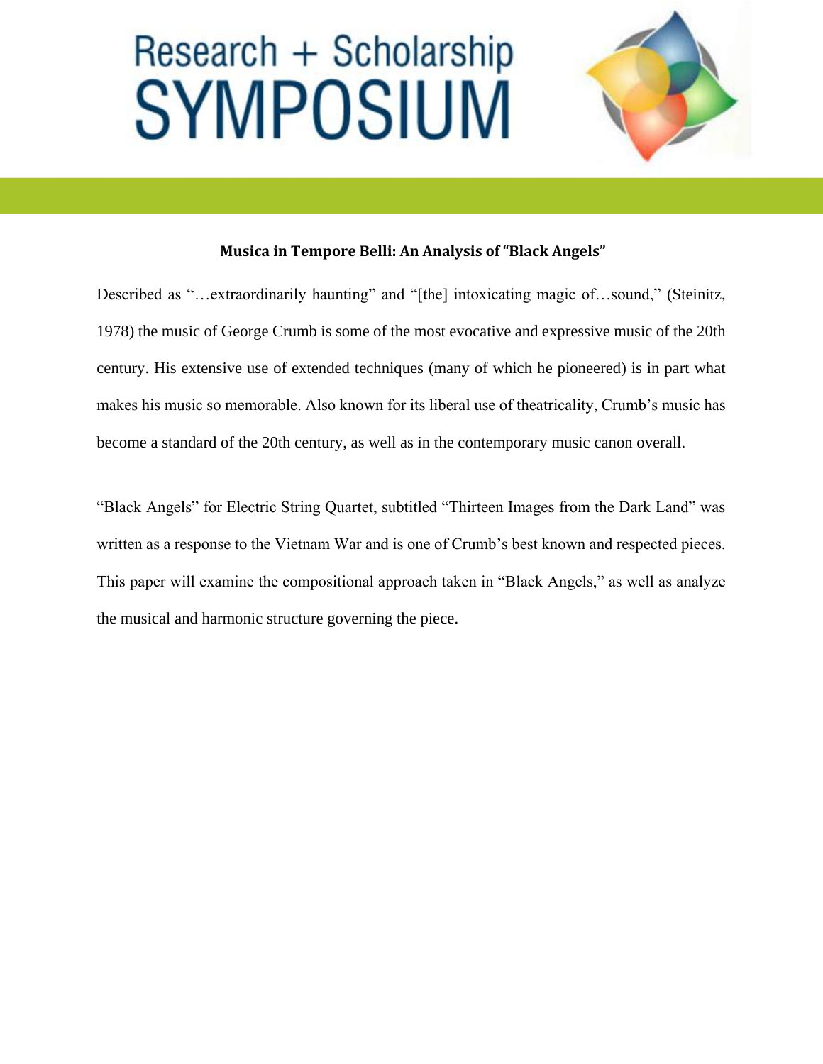# Research + Scholarship SYMPOSIUM

**Musica in Tempore Belli: An Analysis of "Black Angels"**

Described as "…extraordinarily haunting" and "[the] intoxicating magic of…sound," (Steinitz, 1978) the music of George Crumb is some of the most evocative and expressive music of the 20th century. His extensive use of extended techniques (many of which he pioneered) is in part what makes his music so memorable. Also known for its liberal use of theatricality, Crumb's music has become a standard of the 20th century, as well as in the contemporary music canon overall.

"Black Angels" for Electric String Quartet, subtitled "Thirteen Images from the Dark Land" was written as a response to the Vietnam War and is one of Crumb's best known and respected pieces. This paper will examine the compositional approach taken in "Black Angels," as well as analyze the musical and harmonic structure governing the piece.